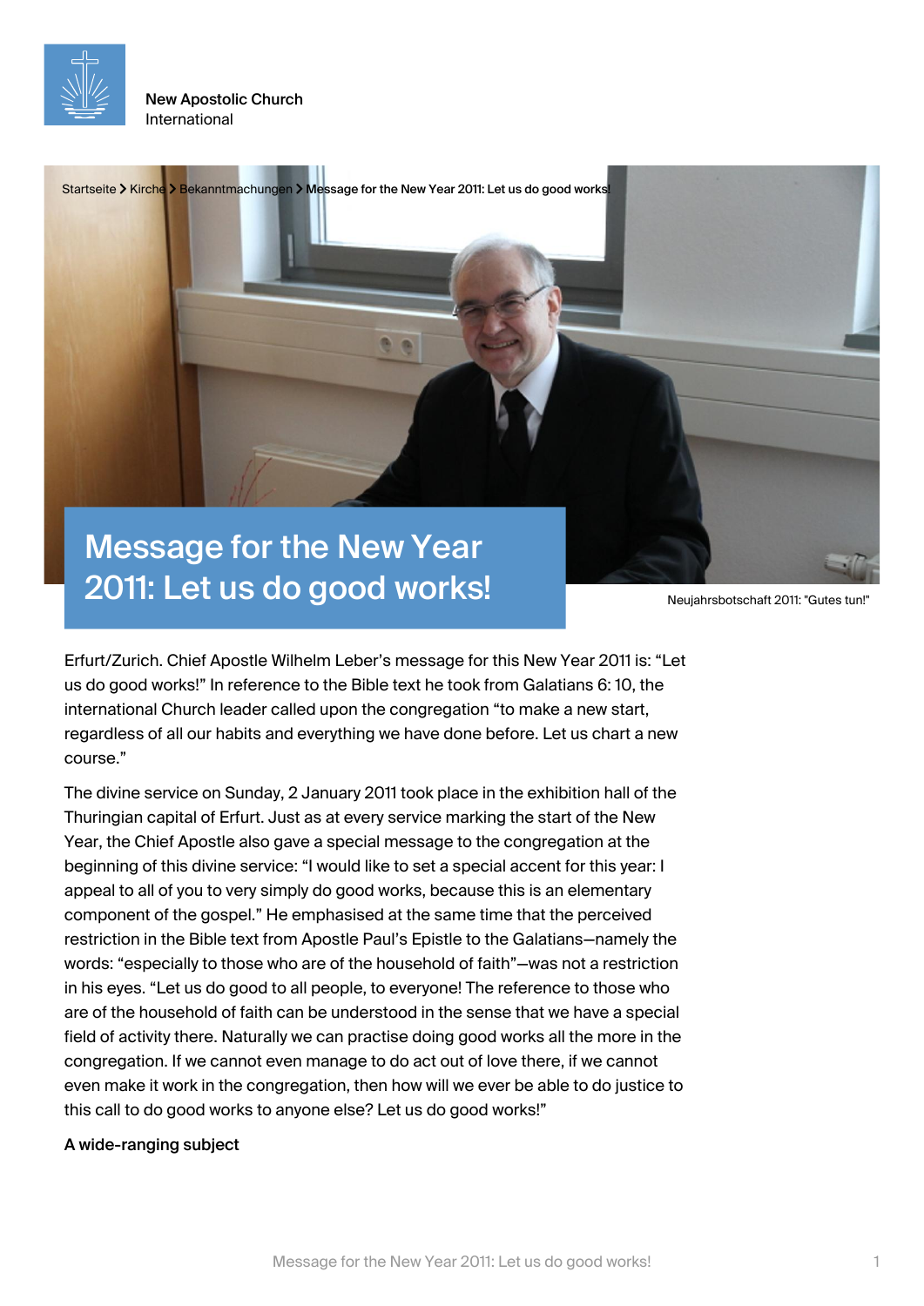New Apostolic Church
International

Startseite > Kirche > Bekanntmachungen > Message for the New Year 2011: Let us do good works!

# Message for the New Year 2011: Let us do good works!

Neujahrsbotschaft 2011: "Gutes tun!"

Erfurt/Zurich. Chief Apostle Wilhelm Leber's message for this New Year 2011 is: "Let us do good works!" In reference to the Bible text he took from Galatians 6: 10, the international Church leader called upon the congregation "to make a new start, regardless of all our habits and everything we have done before. Let us chart a new course."

The divine service on Sunday, 2 January 2011 took place in the exhibition hall of the Thuringian capital of Erfurt. Just as at every service marking the start of the New Year, the Chief Apostle also gave a special message to the congregation at the beginning of this divine service: "I would like to set a special accent for this year: I appeal to all of you to very simply do good works, because this is an elementary component of the gospel." He emphasised at the same time that the perceived restriction in the Bible text from Apostle Paul's Epistle to the Galatians—namely the words: "especially to those who are of the household of faith"—was not a restriction in his eyes. "Let us do good to all people, to everyone! The reference to those who are of the household of faith can be understood in the sense that we have a special field of activity there. Naturally we can practise doing good works all the more in the congregation. If we cannot even manage to do act out of love there, if we cannot even make it work in the congregation, then how will we ever be able to do justice to this call to do good works to anyone else? Let us do good works!"

**A wide-ranging subject**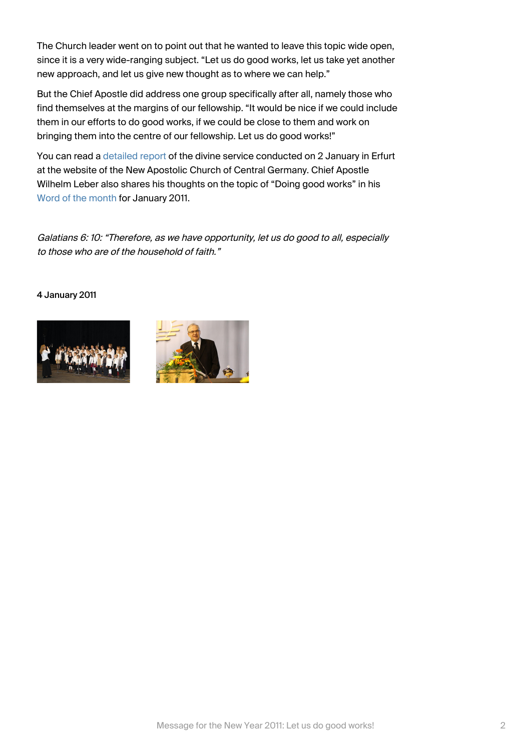The Church leader went on to point out that he wanted to leave this topic wide open, since it is a very wide-ranging subject. “Let us do good works, let us take yet another new approach, and let us give new thought as to where we can help.”

But the Chief Apostle did address one group specifically after all, namely those who find themselves at the margins of our fellowship. “It would be nice if we could include them in our efforts to do good works, if we could be close to them and work on bringing them into the centre of our fellowship. Let us do good works!”

You can read a detailed report of the divine service conducted on 2 January in Erfurt at the website of the New Apostolic Church of Central Germany. Chief Apostle Wilhelm Leber also shares his thoughts on the topic of “Doing good works” in his Word of the month for January 2011.

*Galatians 6: 10: “Therefore, as we have opportunity, let us do good to all, especially to those who are of the household of faith.”*

4 January 2011